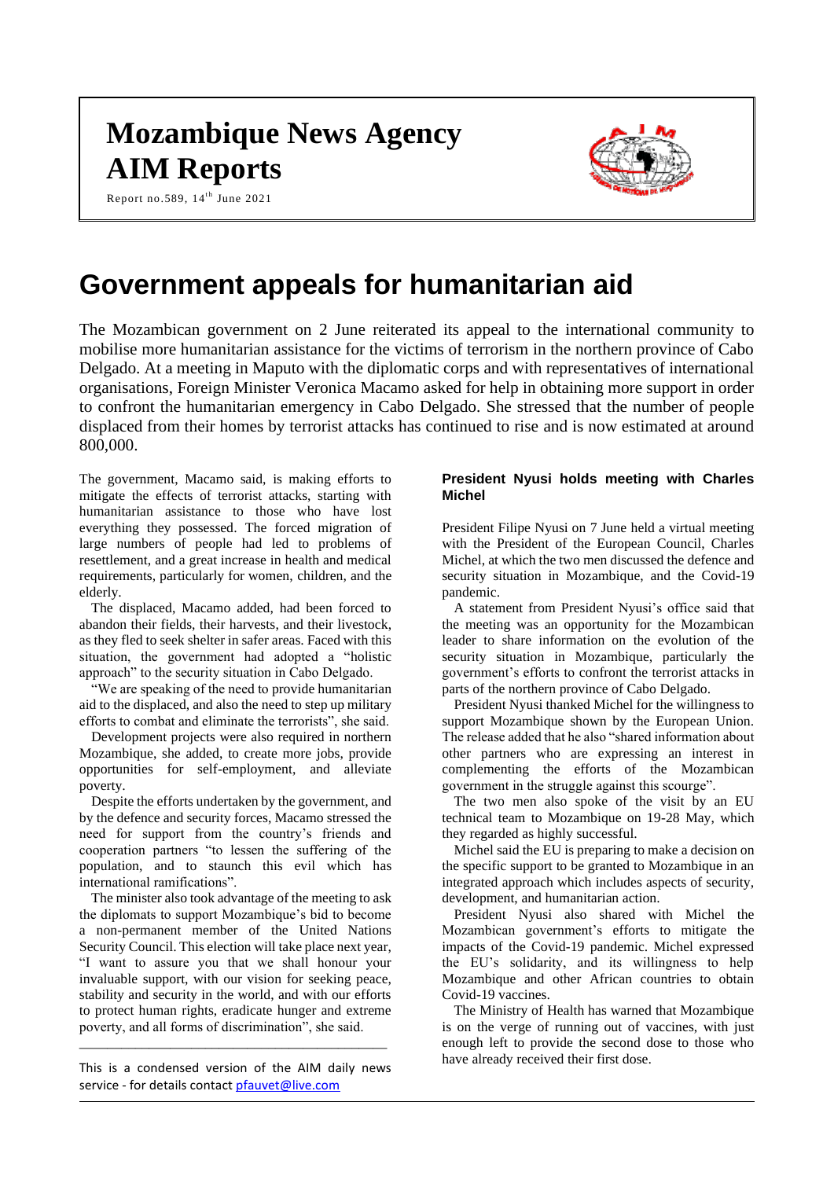# Mozambique News Agency
# AIM Reports

Report no.589, 14th June 2021

# Government appeals for humanitarian aid

The Mozambican government on 2 June reiterated its appeal to the international community to mobilise more humanitarian assistance for the victims of terrorism in the northern province of Cabo Delgado. At a meeting in Maputo with the diplomatic corps and with representatives of international organisations, Foreign Minister Veronica Macamo asked for help in obtaining more support in order to confront the humanitarian emergency in Cabo Delgado. She stressed that the number of people displaced from their homes by terrorist attacks has continued to rise and is now estimated at around 800,000.

The government, Macamo said, is making efforts to mitigate the effects of terrorist attacks, starting with humanitarian assistance to those who have lost everything they possessed. The forced migration of large numbers of people had led to problems of resettlement, and a great increase in health and medical requirements, particularly for women, children, and the elderly.

The displaced, Macamo added, had been forced to abandon their fields, their harvests, and their livestock, as they fled to seek shelter in safer areas. Faced with this situation, the government had adopted a "holistic approach" to the security situation in Cabo Delgado.

"We are speaking of the need to provide humanitarian aid to the displaced, and also the need to step up military efforts to combat and eliminate the terrorists", she said.

Development projects were also required in northern Mozambique, she added, to create more jobs, provide opportunities for self-employment, and alleviate poverty.

Despite the efforts undertaken by the government, and by the defence and security forces, Macamo stressed the need for support from the country's friends and cooperation partners "to lessen the suffering of the population, and to staunch this evil which has international ramifications".

The minister also took advantage of the meeting to ask the diplomats to support Mozambique's bid to become a non-permanent member of the United Nations Security Council. This election will take place next year, "I want to assure you that we shall honour your invaluable support, with our vision for seeking peace, stability and security in the world, and with our efforts to protect human rights, eradicate hunger and extreme poverty, and all forms of discrimination", she said.

---

This is a condensed version of the AIM daily news service - for details contact pfauvet@live.com

### President Nyusi holds meeting with Charles Michel

President Filipe Nyusi on 7 June held a virtual meeting with the President of the European Council, Charles Michel, at which the two men discussed the defence and security situation in Mozambique, and the Covid-19 pandemic.

A statement from President Nyusi's office said that the meeting was an opportunity for the Mozambican leader to share information on the evolution of the security situation in Mozambique, particularly the government's efforts to confront the terrorist attacks in parts of the northern province of Cabo Delgado.

President Nyusi thanked Michel for the willingness to support Mozambique shown by the European Union. The release added that he also "shared information about other partners who are expressing an interest in complementing the efforts of the Mozambican government in the struggle against this scourge".

The two men also spoke of the visit by an EU technical team to Mozambique on 19-28 May, which they regarded as highly successful.

Michel said the EU is preparing to make a decision on the specific support to be granted to Mozambique in an integrated approach which includes aspects of security, development, and humanitarian action.

President Nyusi also shared with Michel the Mozambican government's efforts to mitigate the impacts of the Covid-19 pandemic. Michel expressed the EU's solidarity, and its willingness to help Mozambique and other African countries to obtain Covid-19 vaccines.

The Ministry of Health has warned that Mozambique is on the verge of running out of vaccines, with just enough left to provide the second dose to those who have already received their first dose.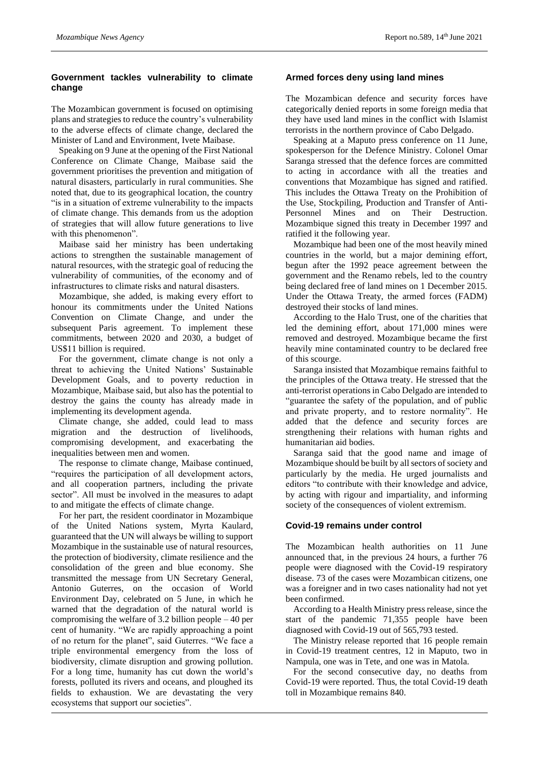## Government tackles vulnerability to climate change

The Mozambican government is focused on optimising plans and strategies to reduce the country's vulnerability to the adverse effects of climate change, declared the Minister of Land and Environment, Ivete Maibase.

Speaking on 9 June at the opening of the First National Conference on Climate Change, Maibase said the government prioritises the prevention and mitigation of natural disasters, particularly in rural communities. She noted that, due to its geographical location, the country "is in a situation of extreme vulnerability to the impacts of climate change. This demands from us the adoption of strategies that will allow future generations to live with this phenomenon".

Maibase said her ministry has been undertaking actions to strengthen the sustainable management of natural resources, with the strategic goal of reducing the vulnerability of communities, of the economy and of infrastructures to climate risks and natural disasters.

Mozambique, she added, is making every effort to honour its commitments under the United Nations Convention on Climate Change, and under the subsequent Paris agreement. To implement these commitments, between 2020 and 2030, a budget of US$11 billion is required.

For the government, climate change is not only a threat to achieving the United Nations' Sustainable Development Goals, and to poverty reduction in Mozambique, Maibase said, but also has the potential to destroy the gains the county has already made in implementing its development agenda.

Climate change, she added, could lead to mass migration and the destruction of livelihoods, compromising development, and exacerbating the inequalities between men and women.

The response to climate change, Maibase continued, "requires the participation of all development actors, and all cooperation partners, including the private sector". All must be involved in the measures to adapt to and mitigate the effects of climate change.

For her part, the resident coordinator in Mozambique of the United Nations system, Myrta Kaulard, guaranteed that the UN will always be willing to support Mozambique in the sustainable use of natural resources, the protection of biodiversity, climate resilience and the consolidation of the green and blue economy. She transmitted the message from UN Secretary General, Antonio Guterres, on the occasion of World Environment Day, celebrated on 5 June, in which he warned that the degradation of the natural world is compromising the welfare of 3.2 billion people – 40 per cent of humanity. "We are rapidly approaching a point of no return for the planet", said Guterres. "We face a triple environmental emergency from the loss of biodiversity, climate disruption and growing pollution. For a long time, humanity has cut down the world's forests, polluted its rivers and oceans, and ploughed its fields to exhaustion. We are devastating the very ecosystems that support our societies".

## Armed forces deny using land mines

The Mozambican defence and security forces have categorically denied reports in some foreign media that they have used land mines in the conflict with Islamist terrorists in the northern province of Cabo Delgado.

Speaking at a Maputo press conference on 11 June, spokesperson for the Defence Ministry. Colonel Omar Saranga stressed that the defence forces are committed to acting in accordance with all the treaties and conventions that Mozambique has signed and ratified. This includes the Ottawa Treaty on the Prohibition of the Use, Stockpiling, Production and Transfer of Anti-Personnel Mines and on Their Destruction. Mozambique signed this treaty in December 1997 and ratified it the following year.

Mozambique had been one of the most heavily mined countries in the world, but a major demining effort, begun after the 1992 peace agreement between the government and the Renamo rebels, led to the country being declared free of land mines on 1 December 2015. Under the Ottawa Treaty, the armed forces (FADM) destroyed their stocks of land mines.

According to the Halo Trust, one of the charities that led the demining effort, about 171,000 mines were removed and destroyed. Mozambique became the first heavily mine contaminated country to be declared free of this scourge.

Saranga insisted that Mozambique remains faithful to the principles of the Ottawa treaty. He stressed that the anti-terrorist operations in Cabo Delgado are intended to "guarantee the safety of the population, and of public and private property, and to restore normality". He added that the defence and security forces are strengthening their relations with human rights and humanitarian aid bodies.

Saranga said that the good name and image of Mozambique should be built by all sectors of society and particularly by the media. He urged journalists and editors "to contribute with their knowledge and advice, by acting with rigour and impartiality, and informing society of the consequences of violent extremism.

## Covid-19 remains under control

The Mozambican health authorities on 11 June announced that, in the previous 24 hours, a further 76 people were diagnosed with the Covid-19 respiratory disease. 73 of the cases were Mozambican citizens, one was a foreigner and in two cases nationality had not yet been confirmed.

According to a Health Ministry press release, since the start of the pandemic 71,355 people have been diagnosed with Covid-19 out of 565,793 tested.

The Ministry release reported that 16 people remain in Covid-19 treatment centres, 12 in Maputo, two in Nampula, one was in Tete, and one was in Matola.

For the second consecutive day, no deaths from Covid-19 were reported. Thus, the total Covid-19 death toll in Mozambique remains 840.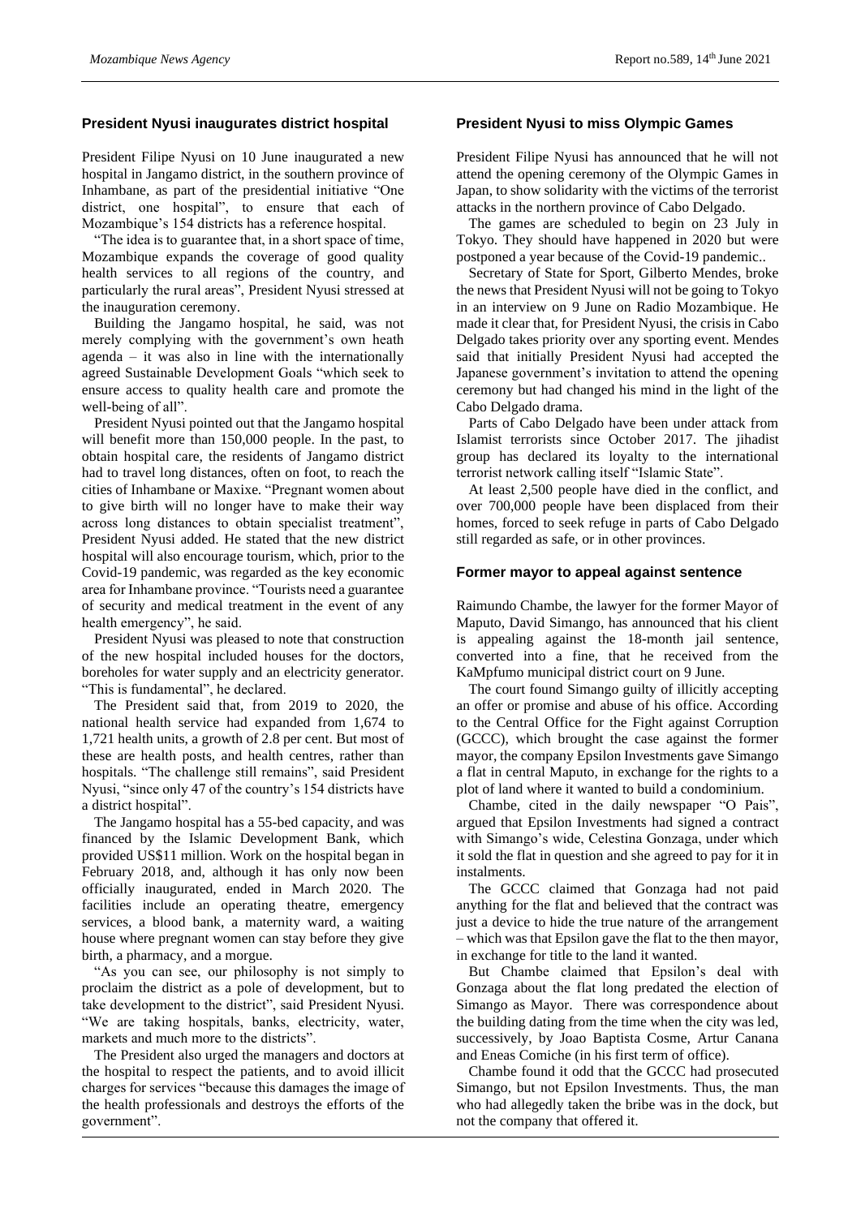## President Nyusi inaugurates district hospital

President Filipe Nyusi on 10 June inaugurated a new hospital in Jangamo district, in the southern province of Inhambane, as part of the presidential initiative "One district, one hospital", to ensure that each of Mozambique's 154 districts has a reference hospital.

"The idea is to guarantee that, in a short space of time, Mozambique expands the coverage of good quality health services to all regions of the country, and particularly the rural areas", President Nyusi stressed at the inauguration ceremony.

Building the Jangamo hospital, he said, was not merely complying with the government's own heath agenda – it was also in line with the internationally agreed Sustainable Development Goals "which seek to ensure access to quality health care and promote the well-being of all".

President Nyusi pointed out that the Jangamo hospital will benefit more than 150,000 people. In the past, to obtain hospital care, the residents of Jangamo district had to travel long distances, often on foot, to reach the cities of Inhambane or Maxixe. "Pregnant women about to give birth will no longer have to make their way across long distances to obtain specialist treatment", President Nyusi added. He stated that the new district hospital will also encourage tourism, which, prior to the Covid-19 pandemic, was regarded as the key economic area for Inhambane province. "Tourists need a guarantee of security and medical treatment in the event of any health emergency", he said.

President Nyusi was pleased to note that construction of the new hospital included houses for the doctors, boreholes for water supply and an electricity generator. "This is fundamental", he declared.

The President said that, from 2019 to 2020, the national health service had expanded from 1,674 to 1,721 health units, a growth of 2.8 per cent. But most of these are health posts, and health centres, rather than hospitals. "The challenge still remains", said President Nyusi, "since only 47 of the country's 154 districts have a district hospital".

The Jangamo hospital has a 55-bed capacity, and was financed by the Islamic Development Bank, which provided US$11 million. Work on the hospital began in February 2018, and, although it has only now been officially inaugurated, ended in March 2020. The facilities include an operating theatre, emergency services, a blood bank, a maternity ward, a waiting house where pregnant women can stay before they give birth, a pharmacy, and a morgue.

"As you can see, our philosophy is not simply to proclaim the district as a pole of development, but to take development to the district", said President Nyusi. "We are taking hospitals, banks, electricity, water, markets and much more to the districts".

The President also urged the managers and doctors at the hospital to respect the patients, and to avoid illicit charges for services "because this damages the image of the health professionals and destroys the efforts of the government".

## President Nyusi to miss Olympic Games

President Filipe Nyusi has announced that he will not attend the opening ceremony of the Olympic Games in Japan, to show solidarity with the victims of the terrorist attacks in the northern province of Cabo Delgado.

The games are scheduled to begin on 23 July in Tokyo. They should have happened in 2020 but were postponed a year because of the Covid-19 pandemic..

Secretary of State for Sport, Gilberto Mendes, broke the news that President Nyusi will not be going to Tokyo in an interview on 9 June on Radio Mozambique. He made it clear that, for President Nyusi, the crisis in Cabo Delgado takes priority over any sporting event. Mendes said that initially President Nyusi had accepted the Japanese government's invitation to attend the opening ceremony but had changed his mind in the light of the Cabo Delgado drama.

Parts of Cabo Delgado have been under attack from Islamist terrorists since October 2017. The jihadist group has declared its loyalty to the international terrorist network calling itself "Islamic State".

At least 2,500 people have died in the conflict, and over 700,000 people have been displaced from their homes, forced to seek refuge in parts of Cabo Delgado still regarded as safe, or in other provinces.

## Former mayor to appeal against sentence

Raimundo Chambe, the lawyer for the former Mayor of Maputo, David Simango, has announced that his client is appealing against the 18-month jail sentence, converted into a fine, that he received from the KaMpfumo municipal district court on 9 June.

The court found Simango guilty of illicitly accepting an offer or promise and abuse of his office. According to the Central Office for the Fight against Corruption (GCCC), which brought the case against the former mayor, the company Epsilon Investments gave Simango a flat in central Maputo, in exchange for the rights to a plot of land where it wanted to build a condominium.

Chambe, cited in the daily newspaper "O Pais", argued that Epsilon Investments had signed a contract with Simango's wide, Celestina Gonzaga, under which it sold the flat in question and she agreed to pay for it in instalments.

The GCCC claimed that Gonzaga had not paid anything for the flat and believed that the contract was just a device to hide the true nature of the arrangement – which was that Epsilon gave the flat to the then mayor, in exchange for title to the land it wanted.

But Chambe claimed that Epsilon's deal with Gonzaga about the flat long predated the election of Simango as Mayor. There was correspondence about the building dating from the time when the city was led, successively, by Joao Baptista Cosme, Artur Canana and Eneas Comiche (in his first term of office).

Chambe found it odd that the GCCC had prosecuted Simango, but not Epsilon Investments. Thus, the man who had allegedly taken the bribe was in the dock, but not the company that offered it.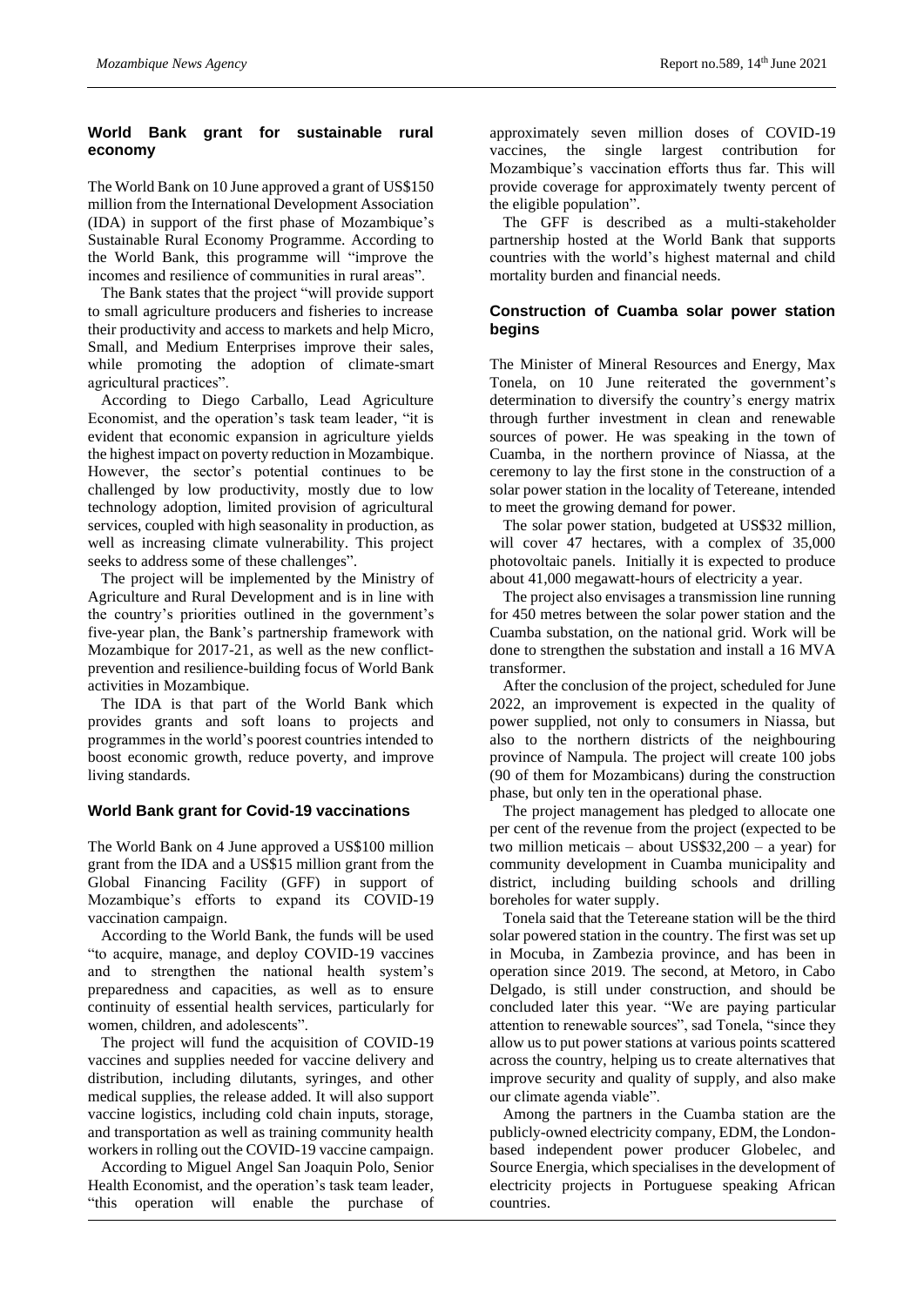## World Bank grant for sustainable rural economy

The World Bank on 10 June approved a grant of US$150 million from the International Development Association (IDA) in support of the first phase of Mozambique's Sustainable Rural Economy Programme. According to the World Bank, this programme will "improve the incomes and resilience of communities in rural areas".

The Bank states that the project "will provide support to small agriculture producers and fisheries to increase their productivity and access to markets and help Micro, Small, and Medium Enterprises improve their sales, while promoting the adoption of climate-smart agricultural practices".

According to Diego Carballo, Lead Agriculture Economist, and the operation's task team leader, "it is evident that economic expansion in agriculture yields the highest impact on poverty reduction in Mozambique. However, the sector's potential continues to be challenged by low productivity, mostly due to low technology adoption, limited provision of agricultural services, coupled with high seasonality in production, as well as increasing climate vulnerability. This project seeks to address some of these challenges".

The project will be implemented by the Ministry of Agriculture and Rural Development and is in line with the country's priorities outlined in the government's five-year plan, the Bank's partnership framework with Mozambique for 2017-21, as well as the new conflict-prevention and resilience-building focus of World Bank activities in Mozambique.

The IDA is that part of the World Bank which provides grants and soft loans to projects and programmes in the world's poorest countries intended to boost economic growth, reduce poverty, and improve living standards.

## World Bank grant for Covid-19 vaccinations

The World Bank on 4 June approved a US$100 million grant from the IDA and a US$15 million grant from the Global Financing Facility (GFF) in support of Mozambique's efforts to expand its COVID-19 vaccination campaign.

According to the World Bank, the funds will be used "to acquire, manage, and deploy COVID-19 vaccines and to strengthen the national health system's preparedness and capacities, as well as to ensure continuity of essential health services, particularly for women, children, and adolescents".

The project will fund the acquisition of COVID-19 vaccines and supplies needed for vaccine delivery and distribution, including dilutants, syringes, and other medical supplies, the release added. It will also support vaccine logistics, including cold chain inputs, storage, and transportation as well as training community health workers in rolling out the COVID-19 vaccine campaign.

According to Miguel Angel San Joaquin Polo, Senior Health Economist, and the operation's task team leader, "this operation will enable the purchase of approximately seven million doses of COVID-19 vaccines, the single largest contribution for Mozambique's vaccination efforts thus far. This will provide coverage for approximately twenty percent of the eligible population".

The GFF is described as a multi-stakeholder partnership hosted at the World Bank that supports countries with the world's highest maternal and child mortality burden and financial needs.

## Construction of Cuamba solar power station begins

The Minister of Mineral Resources and Energy, Max Tonela, on 10 June reiterated the government's determination to diversify the country's energy matrix through further investment in clean and renewable sources of power. He was speaking in the town of Cuamba, in the northern province of Niassa, at the ceremony to lay the first stone in the construction of a solar power station in the locality of Tetereane, intended to meet the growing demand for power.

The solar power station, budgeted at US$32 million, will cover 47 hectares, with a complex of 35,000 photovoltaic panels. Initially it is expected to produce about 41,000 megawatt-hours of electricity a year.

The project also envisages a transmission line running for 450 metres between the solar power station and the Cuamba substation, on the national grid. Work will be done to strengthen the substation and install a 16 MVA transformer.

After the conclusion of the project, scheduled for June 2022, an improvement is expected in the quality of power supplied, not only to consumers in Niassa, but also to the northern districts of the neighbouring province of Nampula. The project will create 100 jobs (90 of them for Mozambicans) during the construction phase, but only ten in the operational phase.

The project management has pledged to allocate one per cent of the revenue from the project (expected to be two million meticais – about US$32,200 – a year) for community development in Cuamba municipality and district, including building schools and drilling boreholes for water supply.

Tonela said that the Tetereane station will be the third solar powered station in the country. The first was set up in Mocuba, in Zambezia province, and has been in operation since 2019. The second, at Metoro, in Cabo Delgado, is still under construction, and should be concluded later this year. "We are paying particular attention to renewable sources", sad Tonela, "since they allow us to put power stations at various points scattered across the country, helping us to create alternatives that improve security and quality of supply, and also make our climate agenda viable".

Among the partners in the Cuamba station are the publicly-owned electricity company, EDM, the London-based independent power producer Globelec, and Source Energia, which specialises in the development of electricity projects in Portuguese speaking African countries.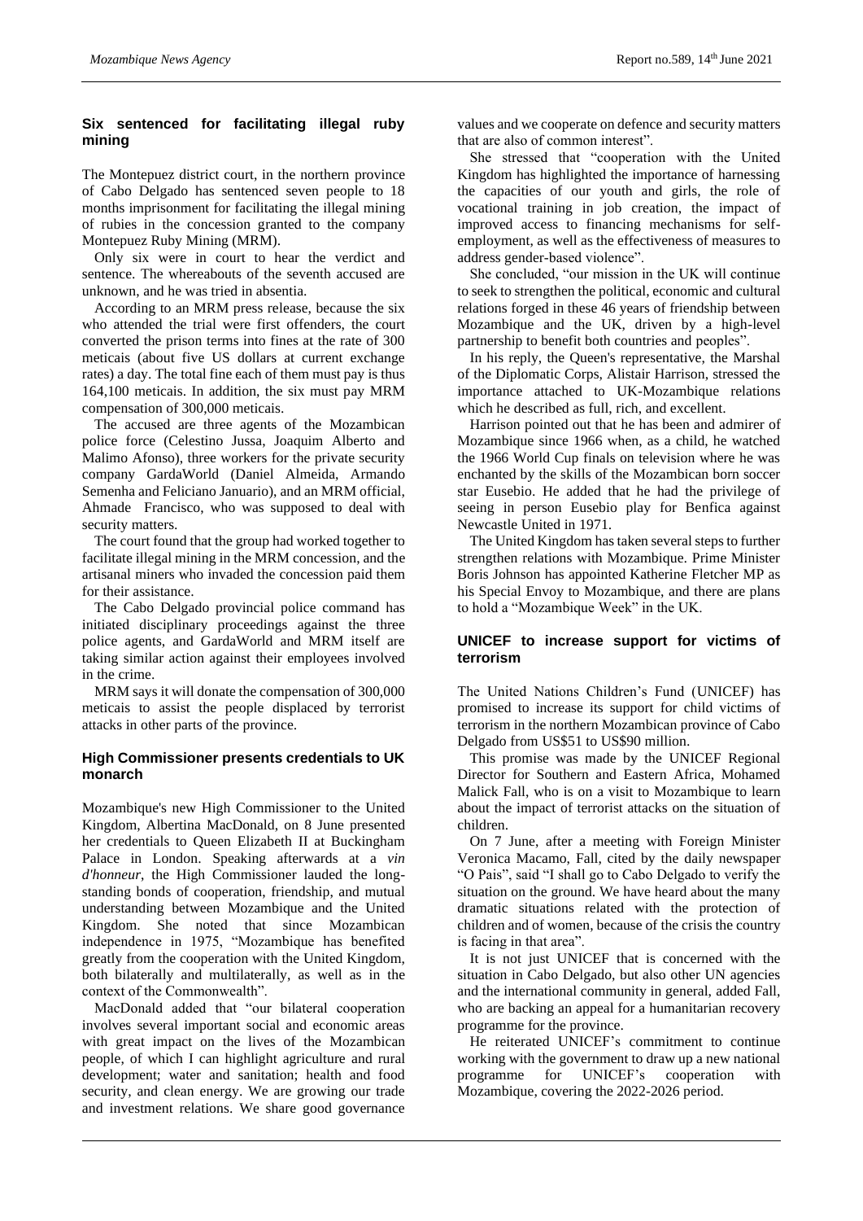## Six sentenced for facilitating illegal ruby mining

The Montepuez district court, in the northern province of Cabo Delgado has sentenced seven people to 18 months imprisonment for facilitating the illegal mining of rubies in the concession granted to the company Montepuez Ruby Mining (MRM).

Only six were in court to hear the verdict and sentence. The whereabouts of the seventh accused are unknown, and he was tried in absentia.

According to an MRM press release, because the six who attended the trial were first offenders, the court converted the prison terms into fines at the rate of 300 meticais (about five US dollars at current exchange rates) a day. The total fine each of them must pay is thus 164,100 meticais. In addition, the six must pay MRM compensation of 300,000 meticais.

The accused are three agents of the Mozambican police force (Celestino Jussa, Joaquim Alberto and Malimo Afonso), three workers for the private security company GardaWorld (Daniel Almeida, Armando Semenha and Feliciano Januario), and an MRM official, Ahmade Francisco, who was supposed to deal with security matters.

The court found that the group had worked together to facilitate illegal mining in the MRM concession, and the artisanal miners who invaded the concession paid them for their assistance.

The Cabo Delgado provincial police command has initiated disciplinary proceedings against the three police agents, and GardaWorld and MRM itself are taking similar action against their employees involved in the crime.

MRM says it will donate the compensation of 300,000 meticais to assist the people displaced by terrorist attacks in other parts of the province.

## High Commissioner presents credentials to UK monarch

Mozambique's new High Commissioner to the United Kingdom, Albertina MacDonald, on 8 June presented her credentials to Queen Elizabeth II at Buckingham Palace in London. Speaking afterwards at a *vin d'honneur*, the High Commissioner lauded the long-standing bonds of cooperation, friendship, and mutual understanding between Mozambique and the United Kingdom. She noted that since Mozambican independence in 1975, "Mozambique has benefited greatly from the cooperation with the United Kingdom, both bilaterally and multilaterally, as well as in the context of the Commonwealth".

MacDonald added that "our bilateral cooperation involves several important social and economic areas with great impact on the lives of the Mozambican people, of which I can highlight agriculture and rural development; water and sanitation; health and food security, and clean energy. We are growing our trade and investment relations. We share good governance values and we cooperate on defence and security matters that are also of common interest".

She stressed that "cooperation with the United Kingdom has highlighted the importance of harnessing the capacities of our youth and girls, the role of vocational training in job creation, the impact of improved access to financing mechanisms for self-employment, as well as the effectiveness of measures to address gender-based violence".

She concluded, "our mission in the UK will continue to seek to strengthen the political, economic and cultural relations forged in these 46 years of friendship between Mozambique and the UK, driven by a high-level partnership to benefit both countries and peoples".

In his reply, the Queen's representative, the Marshal of the Diplomatic Corps, Alistair Harrison, stressed the importance attached to UK-Mozambique relations which he described as full, rich, and excellent.

Harrison pointed out that he has been and admirer of Mozambique since 1966 when, as a child, he watched the 1966 World Cup finals on television where he was enchanted by the skills of the Mozambican born soccer star Eusebio. He added that he had the privilege of seeing in person Eusebio play for Benfica against Newcastle United in 1971.

The United Kingdom has taken several steps to further strengthen relations with Mozambique. Prime Minister Boris Johnson has appointed Katherine Fletcher MP as his Special Envoy to Mozambique, and there are plans to hold a "Mozambique Week" in the UK.

## UNICEF to increase support for victims of terrorism

The United Nations Children's Fund (UNICEF) has promised to increase its support for child victims of terrorism in the northern Mozambican province of Cabo Delgado from US$51 to US$90 million.

This promise was made by the UNICEF Regional Director for Southern and Eastern Africa, Mohamed Malick Fall, who is on a visit to Mozambique to learn about the impact of terrorist attacks on the situation of children.

On 7 June, after a meeting with Foreign Minister Veronica Macamo, Fall, cited by the daily newspaper "O Pais", said "I shall go to Cabo Delgado to verify the situation on the ground. We have heard about the many dramatic situations related with the protection of children and of women, because of the crisis the country is facing in that area".

It is not just UNICEF that is concerned with the situation in Cabo Delgado, but also other UN agencies and the international community in general, added Fall, who are backing an appeal for a humanitarian recovery programme for the province.

He reiterated UNICEF's commitment to continue working with the government to draw up a new national programme for UNICEF's cooperation with Mozambique, covering the 2022-2026 period.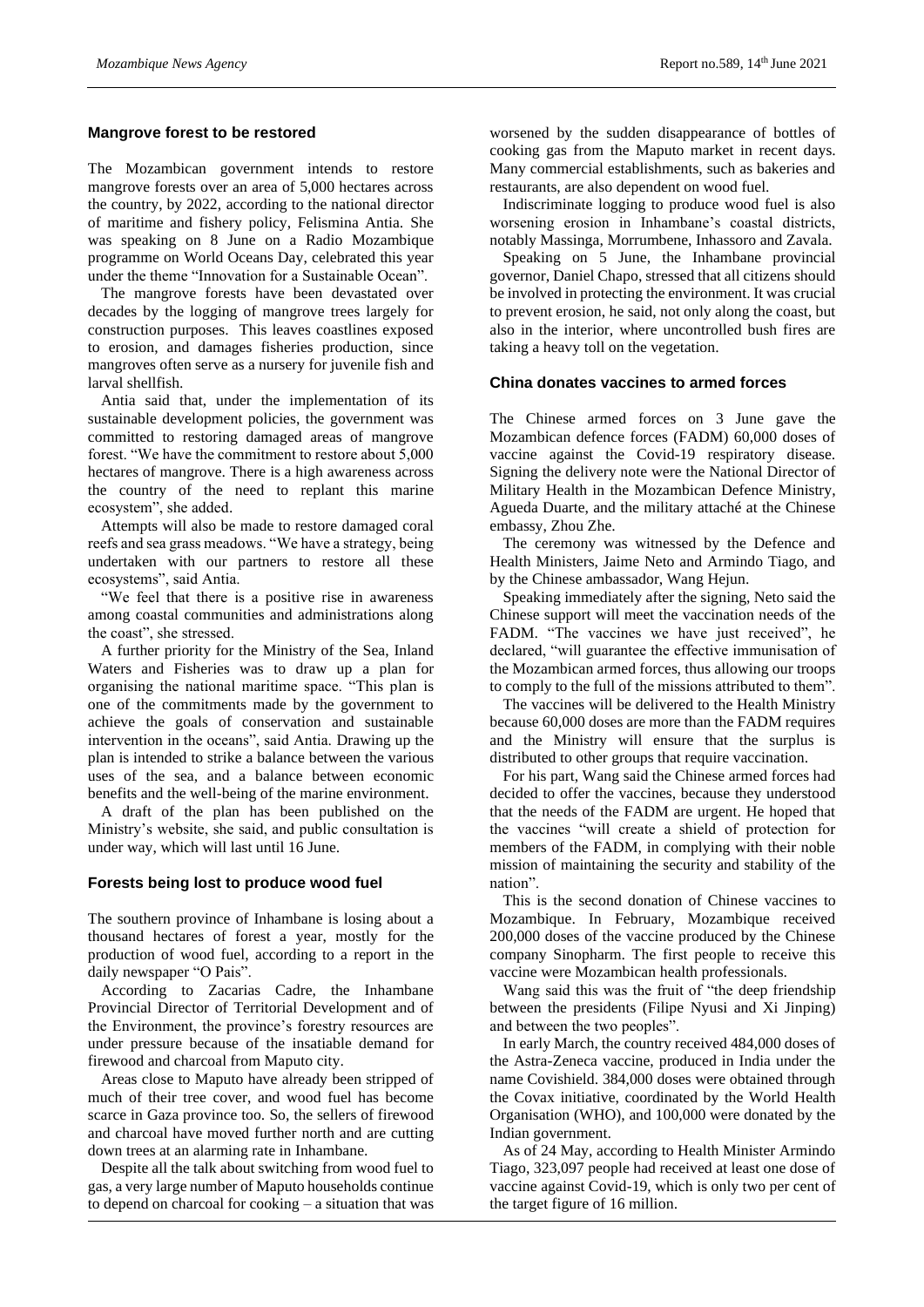### Mangrove forest to be restored

The Mozambican government intends to restore mangrove forests over an area of 5,000 hectares across the country, by 2022, according to the national director of maritime and fishery policy, Felismina Antia. She was speaking on 8 June on a Radio Mozambique programme on World Oceans Day, celebrated this year under the theme "Innovation for a Sustainable Ocean".

The mangrove forests have been devastated over decades by the logging of mangrove trees largely for construction purposes. This leaves coastlines exposed to erosion, and damages fisheries production, since mangroves often serve as a nursery for juvenile fish and larval shellfish.

Antia said that, under the implementation of its sustainable development policies, the government was committed to restoring damaged areas of mangrove forest. "We have the commitment to restore about 5,000 hectares of mangrove. There is a high awareness across the country of the need to replant this marine ecosystem", she added.

Attempts will also be made to restore damaged coral reefs and sea grass meadows. "We have a strategy, being undertaken with our partners to restore all these ecosystems", said Antia.

"We feel that there is a positive rise in awareness among coastal communities and administrations along the coast", she stressed.

A further priority for the Ministry of the Sea, Inland Waters and Fisheries was to draw up a plan for organising the national maritime space. "This plan is one of the commitments made by the government to achieve the goals of conservation and sustainable intervention in the oceans", said Antia. Drawing up the plan is intended to strike a balance between the various uses of the sea, and a balance between economic benefits and the well-being of the marine environment.

A draft of the plan has been published on the Ministry's website, she said, and public consultation is under way, which will last until 16 June.

### Forests being lost to produce wood fuel

The southern province of Inhambane is losing about a thousand hectares of forest a year, mostly for the production of wood fuel, according to a report in the daily newspaper "O Pais".

According to Zacarias Cadre, the Inhambane Provincial Director of Territorial Development and of the Environment, the province's forestry resources are under pressure because of the insatiable demand for firewood and charcoal from Maputo city.

Areas close to Maputo have already been stripped of much of their tree cover, and wood fuel has become scarce in Gaza province too. So, the sellers of firewood and charcoal have moved further north and are cutting down trees at an alarming rate in Inhambane.

Despite all the talk about switching from wood fuel to gas, a very large number of Maputo households continue to depend on charcoal for cooking – a situation that was worsened by the sudden disappearance of bottles of cooking gas from the Maputo market in recent days. Many commercial establishments, such as bakeries and restaurants, are also dependent on wood fuel.

Indiscriminate logging to produce wood fuel is also worsening erosion in Inhambane's coastal districts, notably Massinga, Morrumbene, Inhassoro and Zavala.

Speaking on 5 June, the Inhambane provincial governor, Daniel Chapo, stressed that all citizens should be involved in protecting the environment. It was crucial to prevent erosion, he said, not only along the coast, but also in the interior, where uncontrolled bush fires are taking a heavy toll on the vegetation.

### China donates vaccines to armed forces

The Chinese armed forces on 3 June gave the Mozambican defence forces (FADM) 60,000 doses of vaccine against the Covid-19 respiratory disease. Signing the delivery note were the National Director of Military Health in the Mozambican Defence Ministry, Agueda Duarte, and the military attaché at the Chinese embassy, Zhou Zhe.

The ceremony was witnessed by the Defence and Health Ministers, Jaime Neto and Armindo Tiago, and by the Chinese ambassador, Wang Hejun.

Speaking immediately after the signing, Neto said the Chinese support will meet the vaccination needs of the FADM. "The vaccines we have just received", he declared, "will guarantee the effective immunisation of the Mozambican armed forces, thus allowing our troops to comply to the full of the missions attributed to them".

The vaccines will be delivered to the Health Ministry because 60,000 doses are more than the FADM requires and the Ministry will ensure that the surplus is distributed to other groups that require vaccination.

For his part, Wang said the Chinese armed forces had decided to offer the vaccines, because they understood that the needs of the FADM are urgent. He hoped that the vaccines "will create a shield of protection for members of the FADM, in complying with their noble mission of maintaining the security and stability of the nation".

This is the second donation of Chinese vaccines to Mozambique. In February, Mozambique received 200,000 doses of the vaccine produced by the Chinese company Sinopharm. The first people to receive this vaccine were Mozambican health professionals.

Wang said this was the fruit of "the deep friendship between the presidents (Filipe Nyusi and Xi Jinping) and between the two peoples".

In early March, the country received 484,000 doses of the Astra-Zeneca vaccine, produced in India under the name Covishield. 384,000 doses were obtained through the Covax initiative, coordinated by the World Health Organisation (WHO), and 100,000 were donated by the Indian government.

As of 24 May, according to Health Minister Armindo Tiago, 323,097 people had received at least one dose of vaccine against Covid-19, which is only two per cent of the target figure of 16 million.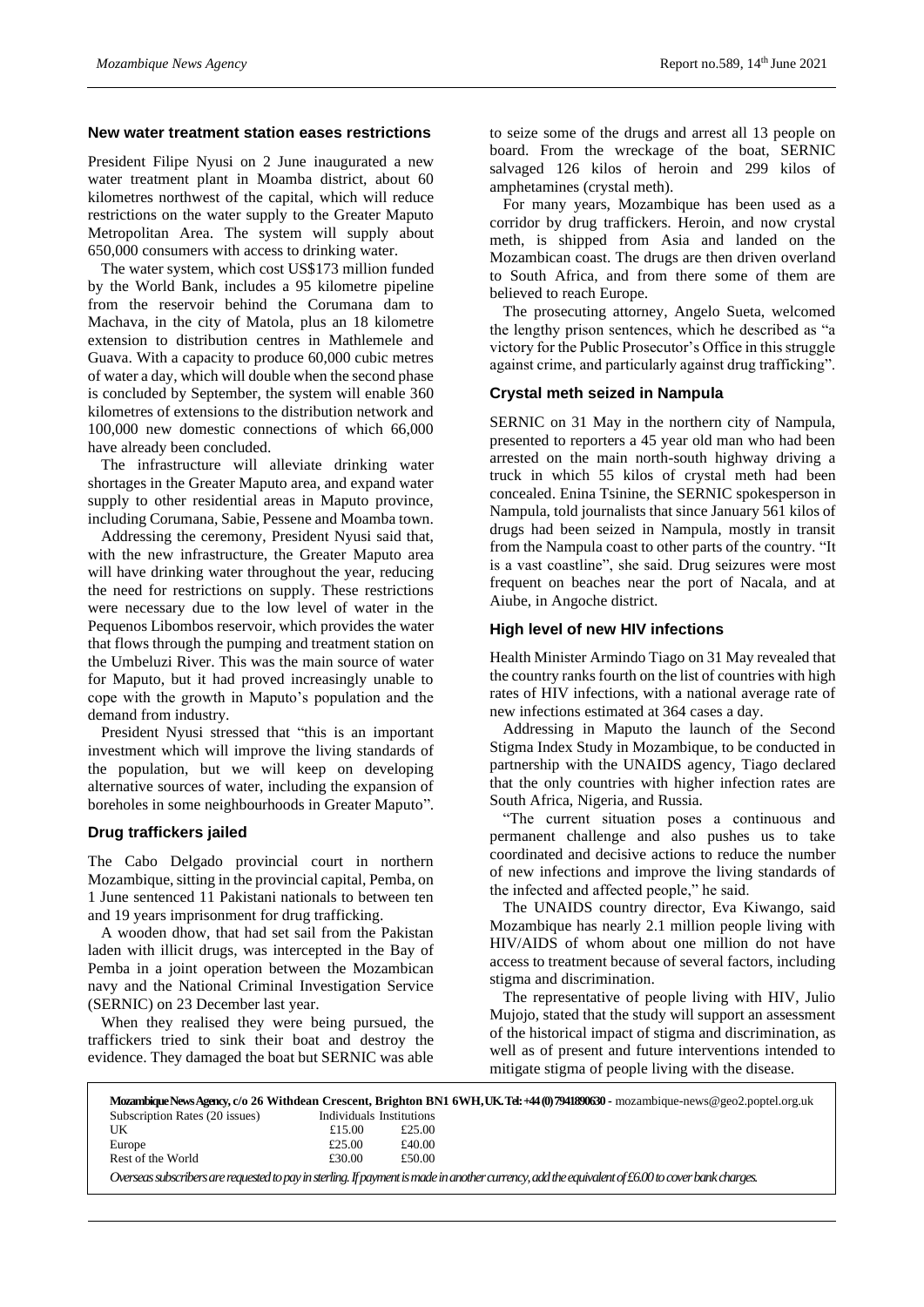## New water treatment station eases restrictions

President Filipe Nyusi on 2 June inaugurated a new water treatment plant in Moamba district, about 60 kilometres northwest of the capital, which will reduce restrictions on the water supply to the Greater Maputo Metropolitan Area. The system will supply about 650,000 consumers with access to drinking water.

The water system, which cost US$173 million funded by the World Bank, includes a 95 kilometre pipeline from the reservoir behind the Corumana dam to Machava, in the city of Matola, plus an 18 kilometre extension to distribution centres in Mathlemele and Guava. With a capacity to produce 60,000 cubic metres of water a day, which will double when the second phase is concluded by September, the system will enable 360 kilometres of extensions to the distribution network and 100,000 new domestic connections of which 66,000 have already been concluded.

The infrastructure will alleviate drinking water shortages in the Greater Maputo area, and expand water supply to other residential areas in Maputo province, including Corumana, Sabie, Pessene and Moamba town.

Addressing the ceremony, President Nyusi said that, with the new infrastructure, the Greater Maputo area will have drinking water throughout the year, reducing the need for restrictions on supply. These restrictions were necessary due to the low level of water in the Pequenos Libombos reservoir, which provides the water that flows through the pumping and treatment station on the Umbeluzi River. This was the main source of water for Maputo, but it had proved increasingly unable to cope with the growth in Maputo's population and the demand from industry.

President Nyusi stressed that "this is an important investment which will improve the living standards of the population, but we will keep on developing alternative sources of water, including the expansion of boreholes in some neighbourhoods in Greater Maputo".

## Drug traffickers jailed

The Cabo Delgado provincial court in northern Mozambique, sitting in the provincial capital, Pemba, on 1 June sentenced 11 Pakistani nationals to between ten and 19 years imprisonment for drug trafficking.

A wooden dhow, that had set sail from the Pakistan laden with illicit drugs, was intercepted in the Bay of Pemba in a joint operation between the Mozambican navy and the National Criminal Investigation Service (SERNIC) on 23 December last year.

When they realised they were being pursued, the traffickers tried to sink their boat and destroy the evidence. They damaged the boat but SERNIC was able to seize some of the drugs and arrest all 13 people on board. From the wreckage of the boat, SERNIC salvaged 126 kilos of heroin and 299 kilos of amphetamines (crystal meth).

For many years, Mozambique has been used as a corridor by drug traffickers. Heroin, and now crystal meth, is shipped from Asia and landed on the Mozambican coast. The drugs are then driven overland to South Africa, and from there some of them are believed to reach Europe.

The prosecuting attorney, Angelo Sueta, welcomed the lengthy prison sentences, which he described as "a victory for the Public Prosecutor's Office in this struggle against crime, and particularly against drug trafficking".

## Crystal meth seized in Nampula

SERNIC on 31 May in the northern city of Nampula, presented to reporters a 45 year old man who had been arrested on the main north-south highway driving a truck in which 55 kilos of crystal meth had been concealed. Enina Tsinine, the SERNIC spokesperson in Nampula, told journalists that since January 561 kilos of drugs had been seized in Nampula, mostly in transit from the Nampula coast to other parts of the country. "It is a vast coastline", she said. Drug seizures were most frequent on beaches near the port of Nacala, and at Aiube, in Angoche district.

## High level of new HIV infections

Health Minister Armindo Tiago on 31 May revealed that the country ranks fourth on the list of countries with high rates of HIV infections, with a national average rate of new infections estimated at 364 cases a day.

Addressing in Maputo the launch of the Second Stigma Index Study in Mozambique, to be conducted in partnership with the UNAIDS agency, Tiago declared that the only countries with higher infection rates are South Africa, Nigeria, and Russia.

"The current situation poses a continuous and permanent challenge and also pushes us to take coordinated and decisive actions to reduce the number of new infections and improve the living standards of the infected and affected people," he said.

The UNAIDS country director, Eva Kiwango, said Mozambique has nearly 2.1 million people living with HIV/AIDS of whom about one million do not have access to treatment because of several factors, including stigma and discrimination.

The representative of people living with HIV, Julio Mujojo, stated that the study will support an assessment of the historical impact of stigma and discrimination, as well as of present and future interventions intended to mitigate stigma of people living with the disease.

**Mozambique News Agency, c/o 26 Withdean Crescent, Brighton BN1 6WH, UK. Tel: +44 (0) 7941890630** - mozambique-news@geo2.poptel.org.uk

| Subscription Rates (20 issues) | Individuals | Institutions |
|---|---|---|
| UK | £15.00 | £25.00 |
| Europe | £25.00 | £40.00 |
| Rest of the World | £30.00 | £50.00 |

*Overseas subscribers are requested to pay in sterling. If payment is made in another currency, add the equivalent of £6.00 to cover bank charges.*